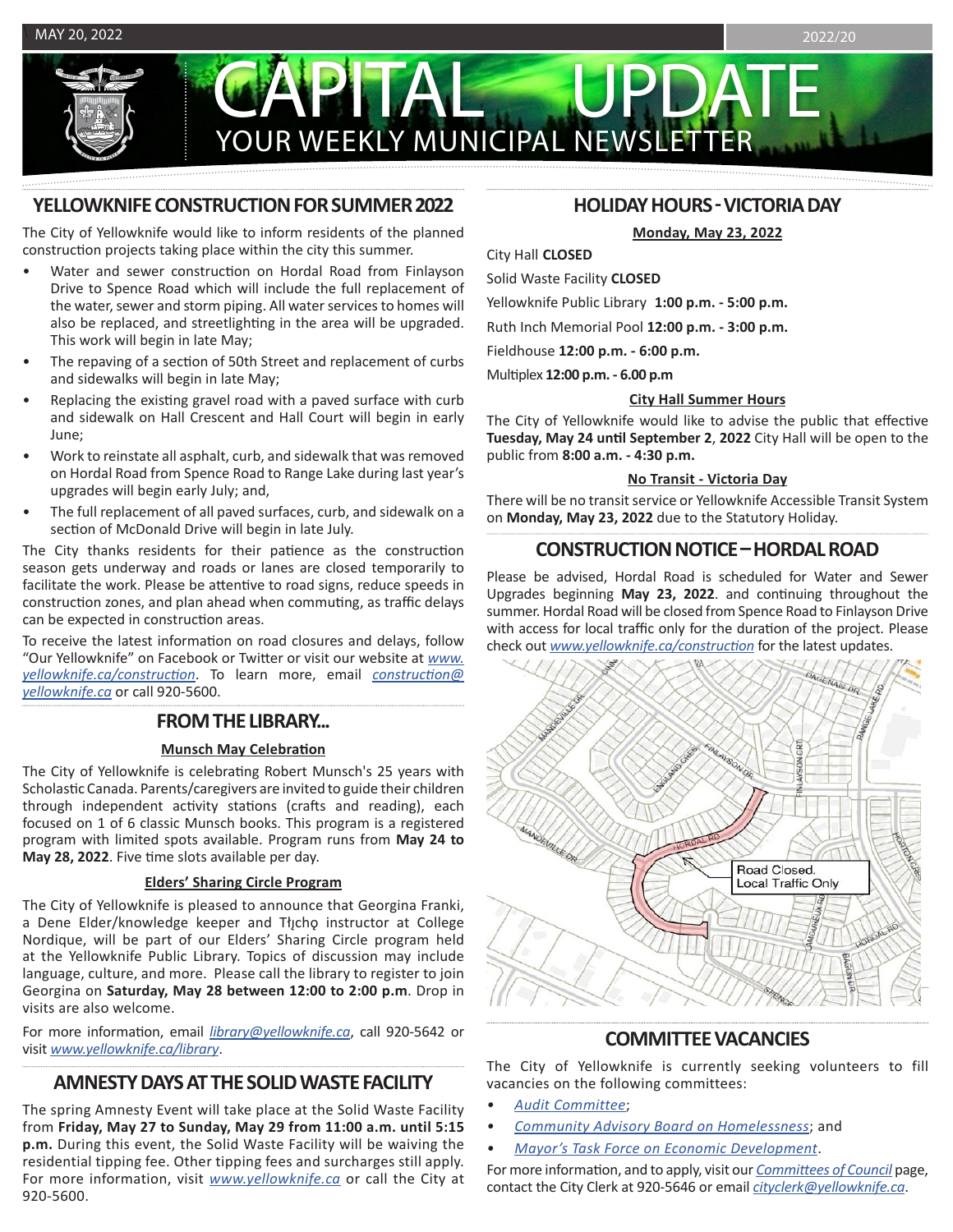MAY 20, 2022 2022/20

# CAPITAL UPDATE

YOUR WEEKLY MUNICIPAL NEWSLETTER

## YELLOWKNIFE CONSTRUCTION FOR SUMMER 2022

The City of Yellowknife would like to inform residents of the planned construction projects taking place within the city this summer.

- Water and sewer construction on Hordal Road from Finlayson Drive to Spence Road which will include the full replacement of the water, sewer and storm piping. All water services to homes will also be replaced, and streetlighting in the area will be upgraded. This work will begin in late May;
- The repaving of a section of 50th Street and replacement of curbs and sidewalks will begin in late May;
- Replacing the existing gravel road with a paved surface with curb and sidewalk on Hall Crescent and Hall Court will begin in early June;
- Work to reinstate all asphalt, curb, and sidewalk that was removed on Hordal Road from Spence Road to Range Lake during last year's upgrades will begin early July; and,
- The full replacement of all paved surfaces, curb, and sidewalk on a section of McDonald Drive will begin in late July.

The City thanks residents for their patience as the construction season gets underway and roads or lanes are closed temporarily to facilitate the work. Please be attentive to road signs, reduce speeds in construction zones, and plan ahead when commuting, as traffic delays can be expected in construction areas.

To receive the latest information on road closures and delays, follow "Our Yellowknife" on Facebook or Twitter or visit our website at *www.yellowknife.ca/construction*. To learn more, email *construction@yellowknife.ca* or call 920-5600.

## FROM THE LIBRARY...

### Munsch May Celebration

The City of Yellowknife is celebrating Robert Munsch's 25 years with Scholastic Canada. Parents/caregivers are invited to guide their children through independent activity stations (crafts and reading), each focused on 1 of 6 classic Munsch books. This program is a registered program with limited spots available. Program runs from **May 24 to May 28, 2022**. Five time slots available per day.

### Elders' Sharing Circle Program

The City of Yellowknife is pleased to announce that Georgina Franki, a Dene Elder/knowledge keeper and Tłı̨chǫ instructor at College Nordique, will be part of our Elders' Sharing Circle program held at the Yellowknife Public Library. Topics of discussion may include language, culture, and more. Please call the library to register to join Georgina on **Saturday, May 28 between 12:00 to 2:00 p.m**. Drop in visits are also welcome.

For more information, email *library@yellowknife.ca*, call 920-5642 or visit *www.yellowknife.ca/library*.

## AMNESTY DAYS AT THE SOLID WASTE FACILITY

The spring Amnesty Event will take place at the Solid Waste Facility from **Friday, May 27 to Sunday, May 29 from 11:00 a.m. until 5:15 p.m.** During this event, the Solid Waste Facility will be waiving the residential tipping fee. Other tipping fees and surcharges still apply. For more information, visit *www.yellowknife.ca* or call the City at 920-5600.

## HOLIDAY HOURS - VICTORIA DAY

### Monday, May 23, 2022

City Hall **CLOSED**

Solid Waste Facility **CLOSED**

Yellowknife Public Library **1:00 p.m. - 5:00 p.m.**

Ruth Inch Memorial Pool **12:00 p.m. - 3:00 p.m.**

Fieldhouse **12:00 p.m. - 6:00 p.m.**

Multiplex **12:00 p.m. - 6.00 p.m**

### City Hall Summer Hours

The City of Yellowknife would like to advise the public that effective **Tuesday, May 24 until September 2**, **2022** City Hall will be open to the public from **8:00 a.m. - 4:30 p.m.**

### No Transit - Victoria Day

There will be no transit service or Yellowknife Accessible Transit System on **Monday, May 23, 2022** due to the Statutory Holiday.

## CONSTRUCTION NOTICE – HORDAL ROAD

Please be advised, Hordal Road is scheduled for Water and Sewer Upgrades beginning **May 23, 2022**. and continuing throughout the summer. Hordal Road will be closed from Spence Road to Finlayson Drive with access for local traffic only for the duration of the project. Please check out *www.yellowknife.ca/construction* for the latest updates.

Road Closed. Local Traffic Only

## COMMITTEE VACANCIES

The City of Yellowknife is currently seeking volunteers to fill vacancies on the following committees:

- *Audit Committee*;
- *Community Advisory Board on Homelessness*; and
- *Mayor's Task Force on Economic Development*.

For more information, and to apply, visit our *Committees of Council* page, contact the City Clerk at 920-5646 or email *cityclerk@yellowknife.ca*.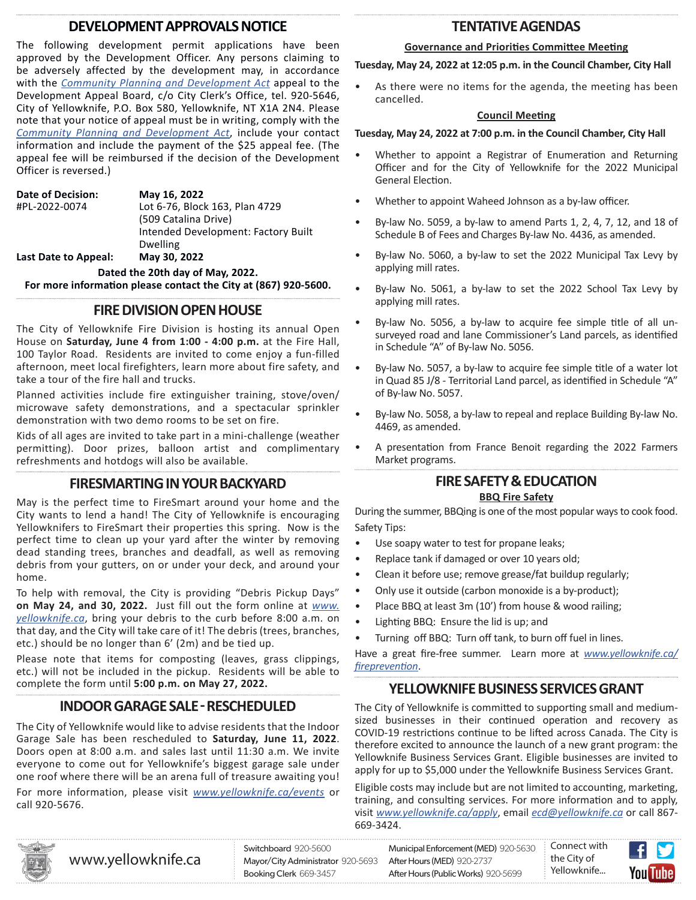## DEVELOPMENT APPROVALS NOTICE

The following development permit applications have been approved by the Development Officer. Any persons claiming to be adversely affected by the development may, in accordance with the *Community Planning and Development Act* appeal to the Development Appeal Board, c/o City Clerk's Office, tel. 920-5646, City of Yellowknife, P.O. Box 580, Yellowknife, NT X1A 2N4. Please note that your notice of appeal must be in writing, comply with the *Community Planning and Development Act*, include your contact information and include the payment of the $25 appeal fee. (The appeal fee will be reimbursed if the decision of the Development Officer is reversed.)

| | |
|---|---|
| **Date of Decision:** | **May 16, 2022** |
| #PL-2022-0074 | Lot 6-76, Block 163, Plan 4729 (509 Catalina Drive) Intended Development: Factory Built Dwelling |
| **Last Date to Appeal:** | **May 30, 2022** |

**Dated the 20th day of May, 2022.**
**For more information please contact the City at (867) 920-5600.**

## FIRE DIVISION OPEN HOUSE

The City of Yellowknife Fire Division is hosting its annual Open House on **Saturday, June 4 from 1:00 - 4:00 p.m.** at the Fire Hall, 100 Taylor Road. Residents are invited to come enjoy a fun-filled afternoon, meet local firefighters, learn more about fire safety, and take a tour of the fire hall and trucks.

Planned activities include fire extinguisher training, stove/oven/microwave safety demonstrations, and a spectacular sprinkler demonstration with two demo rooms to be set on fire.

Kids of all ages are invited to take part in a mini-challenge (weather permitting). Door prizes, balloon artist and complimentary refreshments and hotdogs will also be available.

## FIRESMARTING IN YOUR BACKYARD

May is the perfect time to FireSmart around your home and the City wants to lend a hand! The City of Yellowknife is encouraging Yellowknifers to FireSmart their properties this spring. Now is the perfect time to clean up your yard after the winter by removing dead standing trees, branches and deadfall, as well as removing debris from your gutters, on or under your deck, and around your home.

To help with removal, the City is providing "Debris Pickup Days" **on May 24, and 30, 2022.** Just fill out the form online at *www.yellowknife.ca*, bring your debris to the curb before 8:00 a.m. on that day, and the City will take care of it! The debris (trees, branches, etc.) should be no longer than 6' (2m) and be tied up.

Please note that items for composting (leaves, grass clippings, etc.) will not be included in the pickup. Residents will be able to complete the form until **5:00 p.m. on May 27, 2022.**

## INDOOR GARAGE SALE - RESCHEDULED

The City of Yellowknife would like to advise residents that the Indoor Garage Sale has been rescheduled to **Saturday, June 11, 2022**. Doors open at 8:00 a.m. and sales last until 11:30 a.m. We invite everyone to come out for Yellowknife's biggest garage sale under one roof where there will be an arena full of treasure awaiting you!

For more information, please visit *www.yellowknife.ca/events* or call 920-5676.

## TENTATIVE AGENDAS

### Governance and Priorities Committee Meeting

**Tuesday, May 24, 2022 at 12:05 p.m. in the Council Chamber, City Hall**

- As there were no items for the agenda, the meeting has been cancelled.

### Council Meeting

**Tuesday, May 24, 2022 at 7:00 p.m. in the Council Chamber, City Hall**

- Whether to appoint a Registrar of Enumeration and Returning Officer and for the City of Yellowknife for the 2022 Municipal General Election.
- Whether to appoint Waheed Johnson as a by-law officer.
- By-law No. 5059, a by-law to amend Parts 1, 2, 4, 7, 12, and 18 of Schedule B of Fees and Charges By-law No. 4436, as amended.
- By-law No. 5060, a by-law to set the 2022 Municipal Tax Levy by applying mill rates.
- By-law No. 5061, a by-law to set the 2022 School Tax Levy by applying mill rates.
- By-law No. 5056, a by-law to acquire fee simple title of all un-surveyed road and lane Commissioner's Land parcels, as identified in Schedule "A" of By-law No. 5056.
- By-law No. 5057, a by-law to acquire fee simple title of a water lot in Quad 85 J/8 - Territorial Land parcel, as identified in Schedule "A" of By-law No. 5057.
- By-law No. 5058, a by-law to repeal and replace Building By-law No. 4469, as amended.
- A presentation from France Benoit regarding the 2022 Farmers Market programs.

## FIRE SAFETY & EDUCATION

### BBQ Fire Safety

During the summer, BBQing is one of the most popular ways to cook food.

Safety Tips:

- Use soapy water to test for propane leaks;
- Replace tank if damaged or over 10 years old;
- Clean it before use; remove grease/fat buildup regularly;
- Only use it outside (carbon monoxide is a by-product);
- Place BBQ at least 3m (10') from house & wood railing;
- Lighting BBQ: Ensure the lid is up; and
- Turning off BBQ: Turn off tank, to burn off fuel in lines.

Have a great fire-free summer. Learn more at *www.yellowknife.ca/fireprevention*.

## YELLOWKNIFE BUSINESS SERVICES GRANT

The City of Yellowknife is committed to supporting small and medium-sized businesses in their continued operation and recovery as COVID-19 restrictions continue to be lifted across Canada. The City is therefore excited to announce the launch of a new grant program: the Yellowknife Business Services Grant. Eligible businesses are invited to apply for up to $5,000 under the Yellowknife Business Services Grant.

Eligible costs may include but are not limited to accounting, marketing, training, and consulting services. For more information and to apply, visit *www.yellowknife.ca/apply*, email *ecd@yellowknife.ca* or call 867-669-3424.

www.yellowknife.ca

Switchboard 920-5600
Mayor/City Administrator 920-5693
Booking Clerk 669-3457
Municipal Enforcement (MED) 920-5630
After Hours (MED) 920-2737
After Hours (Public Works) 920-5699

Connect with the City of Yellowknife...